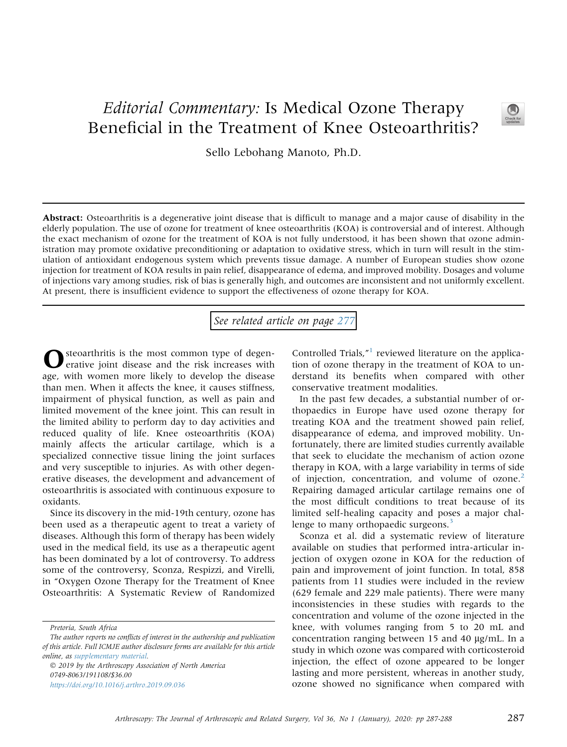# *Editorial Commentary:* Is Medical Ozone Therapy Beneficial in the Treatment of Knee Osteoarthritis?

Sello Lebohang Manoto, Ph.D.

**Abstract:** Osteoarthritis is a degenerative joint disease that is difficult to manage and a major cause of disability in the elderly population. The use of ozone for treatment of knee osteoarthritis (KOA) is controversial and of interest. Although the exact mechanism of ozone for the treatment of KOA is not fully understood, it has been shown that ozone administration may promote oxidative preconditioning or adaptation to oxidative stress, which in turn will result in the stimulation of antioxidant endogenous system which prevents tissue damage. A number of European studies show ozone injection for treatment of KOA results in pain relief, disappearance of edema, and improved mobility. Dosages and volume of injections vary among studies, risk of bias is generally high, and outcomes are inconsistent and not uniformly excellent. At present, there is insufficient evidence to support the effectiveness of ozone therapy for KOA.

*See related article on page 277*

Osteoarthritis is the most common type of degenerative joint disease and the risk increases with age, with women more likely to develop the disease than men. When it affects the knee, it causes stiffness, impairment of physical function, as well as pain and limited movement of the knee joint. This can result in the limited ability to perform day to day activities and reduced quality of life. Knee osteoarthritis (KOA) mainly affects the articular cartilage, which is a specialized connective tissue lining the joint surfaces and very susceptible to injuries. As with other degenerative diseases, the development and advancement of osteoarthritis is associated with continuous exposure to oxidants.

Since its discovery in the mid-19th century, ozone has been used as a therapeutic agent to treat a variety of diseases. Although this form of therapy has been widely used in the medical field, its use as a therapeutic agent has been dominated by a lot of controversy. To address some of the controversy, Sconza, Respizzi, and Virelli, in "Oxygen Ozone Therapy for the Treatment of Knee Osteoarthritis: A Systematic Review of Randomized Controlled Trials,"[1] reviewed literature on the application of ozone therapy in the treatment of KOA to understand its benefits when compared with other conservative treatment modalities.

In the past few decades, a substantial number of orthopaedics in Europe have used ozone therapy for treating KOA and the treatment showed pain relief, disappearance of edema, and improved mobility. Unfortunately, there are limited studies currently available that seek to elucidate the mechanism of action ozone therapy in KOA, with a large variability in terms of side of injection, concentration, and volume of ozone.[2] Repairing damaged articular cartilage remains one of the most difficult conditions to treat because of its limited self-healing capacity and poses a major challenge to many orthopaedic surgeons.[3]

Sconza et al. did a systematic review of literature available on studies that performed intra-articular injection of oxygen ozone in KOA for the reduction of pain and improvement of joint function. In total, 858 patients from 11 studies were included in the review (629 female and 229 male patients). There were many inconsistencies in these studies with regards to the concentration and volume of the ozone injected in the knee, with volumes ranging from 5 to 20 mL and concentration ranging between 15 and 40 μg/mL. In a study in which ozone was compared with corticosteroid injection, the effect of ozone appeared to be longer lasting and more persistent, whereas in another study, ozone showed no significance when compared with

*Pretoria, South Africa*

*The author reports no conflicts of interest in the authorship and publication of this article. Full ICMJE author disclosure forms are available for this article online, as supplementary material.*

*© 2019 by the Arthroscopy Association of North America*

*0749-8063/191108/$36.00*

*https://doi.org/10.1016/j.arthro.2019.09.036*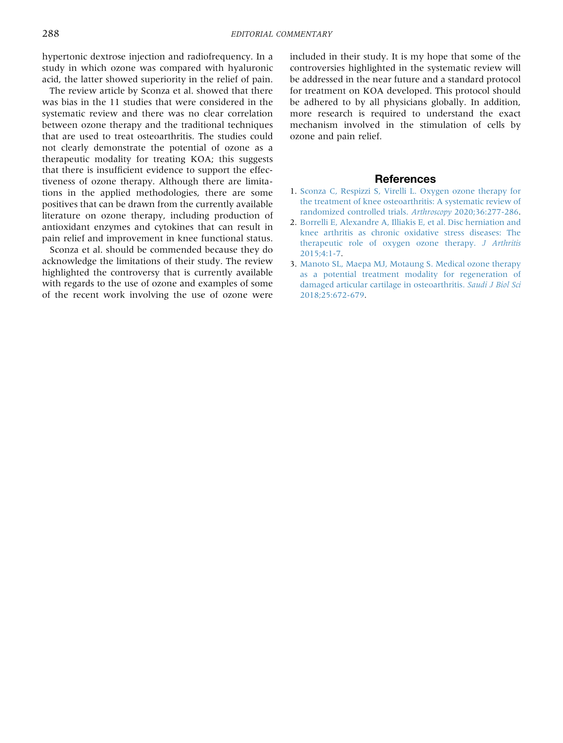hypertonic dextrose injection and radiofrequency. In a study in which ozone was compared with hyaluronic acid, the latter showed superiority in the relief of pain.

The review article by Sconza et al. showed that there was bias in the 11 studies that were considered in the systematic review and there was no clear correlation between ozone therapy and the traditional techniques that are used to treat osteoarthritis. The studies could not clearly demonstrate the potential of ozone as a therapeutic modality for treating KOA; this suggests that there is insufficient evidence to support the effectiveness of ozone therapy. Although there are limitations in the applied methodologies, there are some positives that can be drawn from the currently available literature on ozone therapy, including production of antioxidant enzymes and cytokines that can result in pain relief and improvement in knee functional status.

Sconza et al. should be commended because they do acknowledge the limitations of their study. The review highlighted the controversy that is currently available with regards to the use of ozone and examples of some of the recent work involving the use of ozone were included in their study. It is my hope that some of the controversies highlighted in the systematic review will be addressed in the near future and a standard protocol for treatment on KOA developed. This protocol should be adhered to by all physicians globally. In addition, more research is required to understand the exact mechanism involved in the stimulation of cells by ozone and pain relief.

## References

1. Sconza C, Respizzi S, Virelli L. Oxygen ozone therapy for the treatment of knee osteoarthritis: A systematic review of randomized controlled trials. *Arthroscopy* 2020;36:277-286.
2. Borrelli E, Alexandre A, Illiakis E, et al. Disc herniation and knee arthritis as chronic oxidative stress diseases: The therapeutic role of oxygen ozone therapy. *J Arthritis* 2015;4:1-7.
3. Manoto SL, Maepa MJ, Motaung S. Medical ozone therapy as a potential treatment modality for regeneration of damaged articular cartilage in osteoarthritis. *Saudi J Biol Sci* 2018;25:672-679.